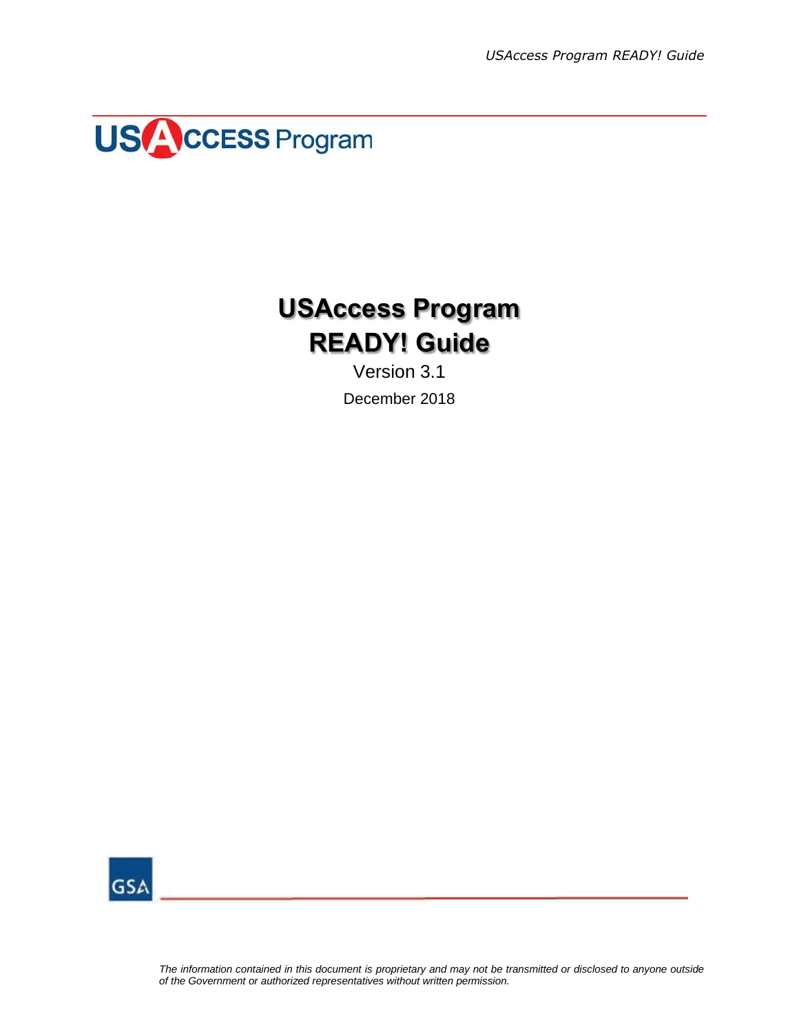# USAccess Program READY! Guide

Version 3.1

December 2018

*The information contained in this document is proprietary and may not be transmitted or disclosed to anyone outside of the Government or authorized representatives without written permission.*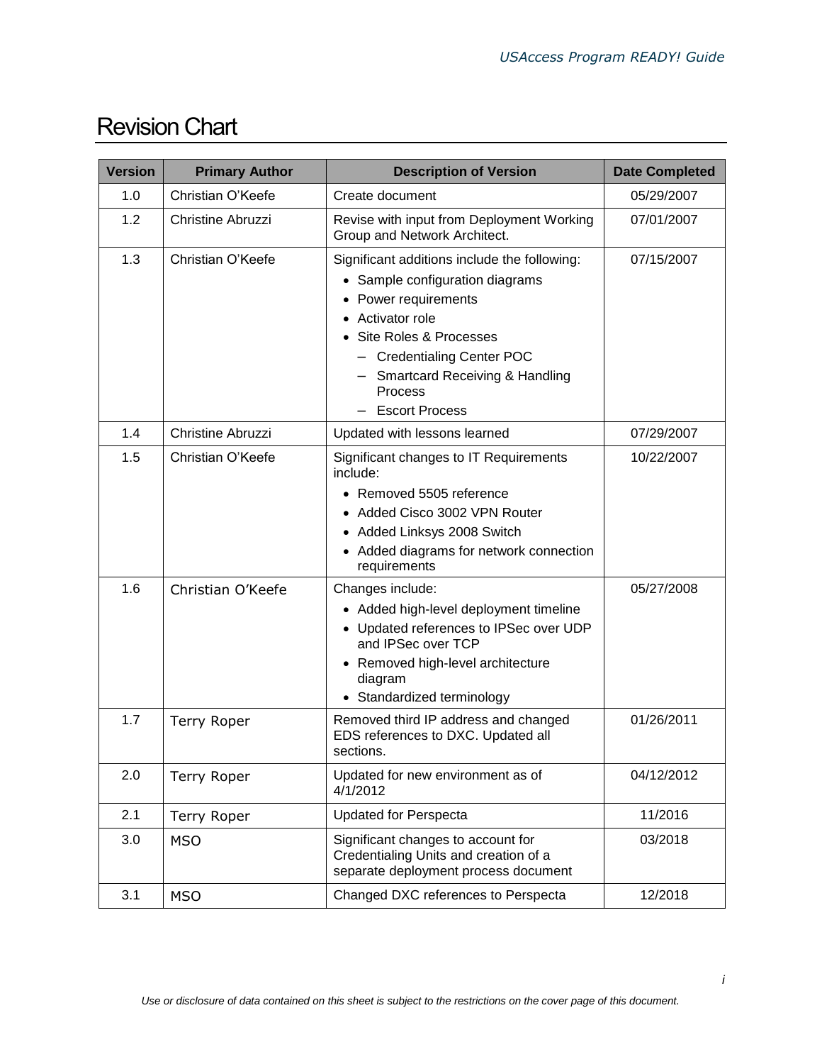# Revision Chart

| Version | Primary Author | Description of Version | Date Completed |
|---|---|---|---|
| 1.0 | Christian O'Keefe | Create document | 05/29/2007 |
| 1.2 | Christine Abruzzi | Revise with input from Deployment Working Group and Network Architect. | 07/01/2007 |
| 1.3 | Christian O'Keefe | Significant additions include the following: <br>• Sample configuration diagrams <br>• Power requirements <br>• Activator role <br>• Site Roles & Processes <br>– Credentialing Center POC <br>– Smartcard Receiving & Handling Process <br>– Escort Process | 07/15/2007 |
| 1.4 | Christine Abruzzi | Updated with lessons learned | 07/29/2007 |
| 1.5 | Christian O'Keefe | Significant changes to IT Requirements include: <br>• Removed 5505 reference <br>• Added Cisco 3002 VPN Router <br>• Added Linksys 2008 Switch <br>• Added diagrams for network connection requirements | 10/22/2007 |
| 1.6 | Christian O'Keefe | Changes include: <br>• Added high-level deployment timeline <br>• Updated references to IPSec over UDP and IPSec over TCP <br>• Removed high-level architecture diagram <br>• Standardized terminology | 05/27/2008 |
| 1.7 | Terry Roper | Removed third IP address and changed EDS references to DXC. Updated all sections. | 01/26/2011 |
| 2.0 | Terry Roper | Updated for new environment as of 4/1/2012 | 04/12/2012 |
| 2.1 | Terry Roper | Updated for Perspecta | 11/2016 |
| 3.0 | MSO | Significant changes to account for Credentialing Units and creation of a separate deployment process document | 03/2018 |
| 3.1 | MSO | Changed DXC references to Perspecta | 12/2018 |

*Use or disclosure of data contained on this sheet is subject to the restrictions on the cover page of this document.*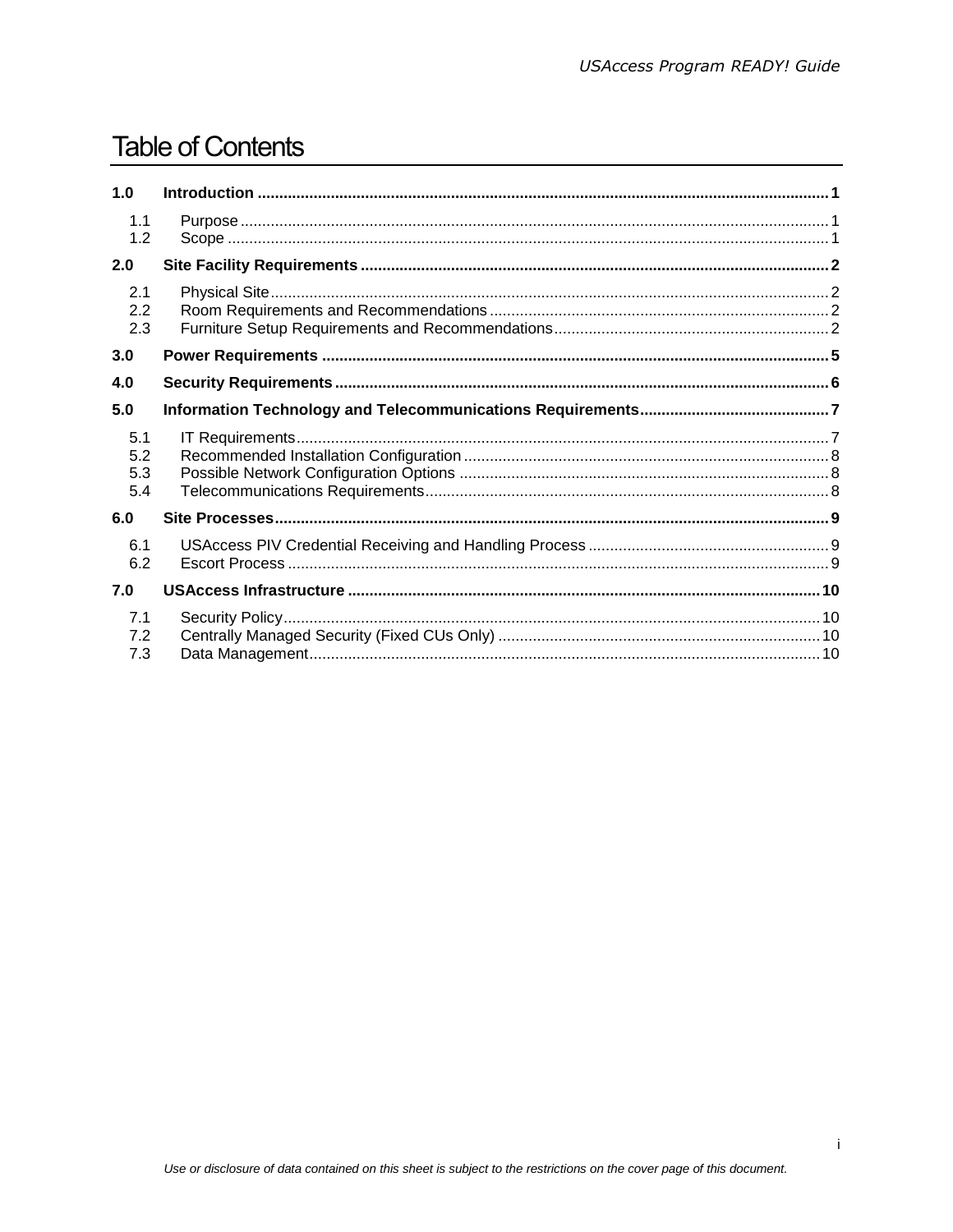# Table of Contents

| | | |
|---|---|---|
| **1.0** | **Introduction** | **1** |
| 1.1 | Purpose | 1 |
| 1.2 | Scope | 1 |
| **2.0** | **Site Facility Requirements** | **2** |
| 2.1 | Physical Site | 2 |
| 2.2 | Room Requirements and Recommendations | 2 |
| 2.3 | Furniture Setup Requirements and Recommendations | 2 |
| **3.0** | **Power Requirements** | **5** |
| **4.0** | **Security Requirements** | **6** |
| **5.0** | **Information Technology and Telecommunications Requirements** | **7** |
| 5.1 | IT Requirements | 7 |
| 5.2 | Recommended Installation Configuration | 8 |
| 5.3 | Possible Network Configuration Options | 8 |
| 5.4 | Telecommunications Requirements | 8 |
| **6.0** | **Site Processes** | **9** |
| 6.1 | USAccess PIV Credential Receiving and Handling Process | 9 |
| 6.2 | Escort Process | 9 |
| **7.0** | **USAccess Infrastructure** | **10** |
| 7.1 | Security Policy | 10 |
| 7.2 | Centrally Managed Security (Fixed CUs Only) | 10 |
| 7.3 | Data Management | 10 |

*Use or disclosure of data contained on this sheet is subject to the restrictions on the cover page of this document.*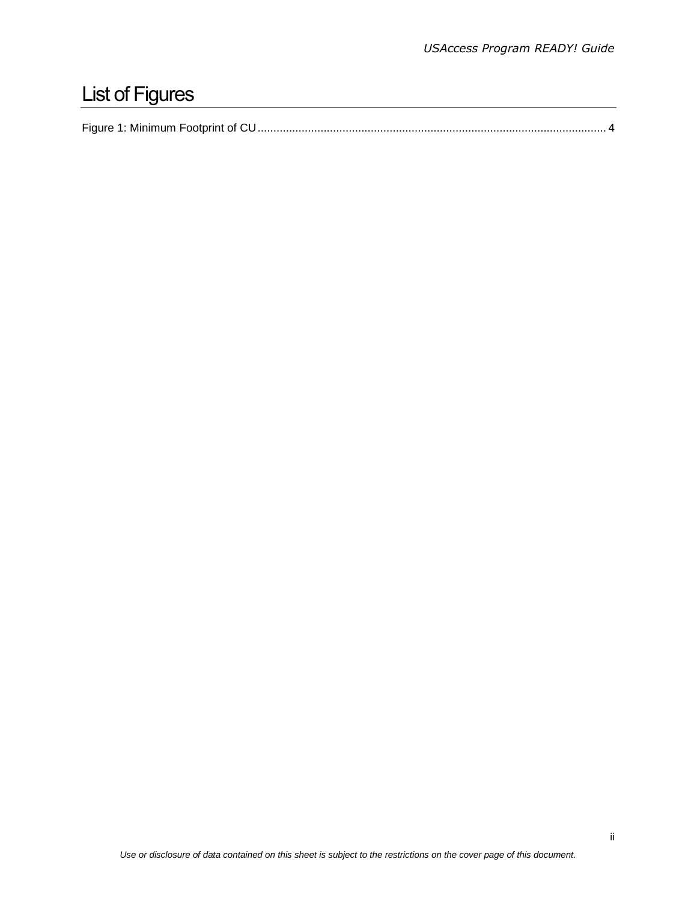# List of Figures

Figure 1: Minimum Footprint of CU ........................................................................................................... 4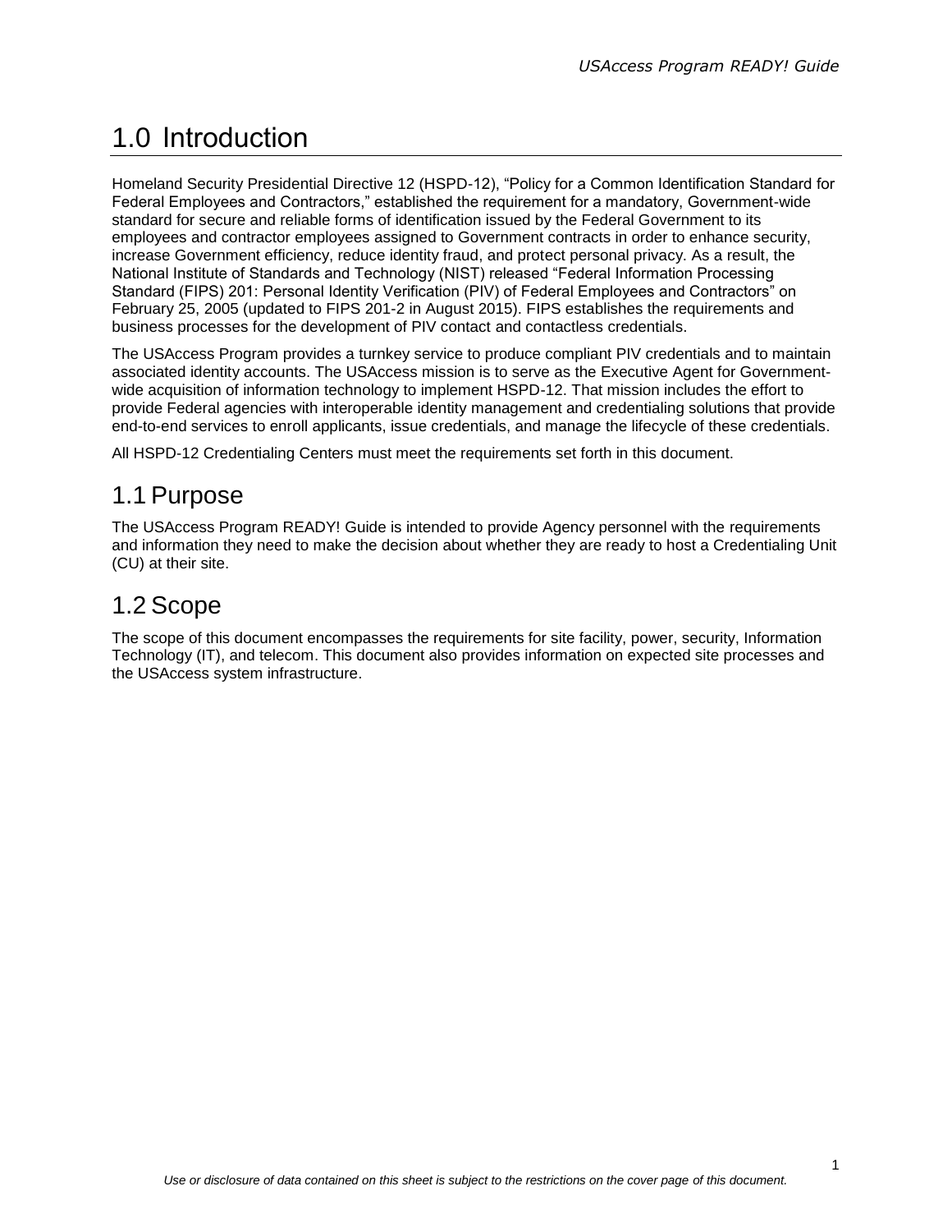# 1.0 Introduction

Homeland Security Presidential Directive 12 (HSPD-12), “Policy for a Common Identification Standard for Federal Employees and Contractors,” established the requirement for a mandatory, Government-wide standard for secure and reliable forms of identification issued by the Federal Government to its employees and contractor employees assigned to Government contracts in order to enhance security, increase Government efficiency, reduce identity fraud, and protect personal privacy. As a result, the National Institute of Standards and Technology (NIST) released “Federal Information Processing Standard (FIPS) 201: Personal Identity Verification (PIV) of Federal Employees and Contractors” on February 25, 2005 (updated to FIPS 201-2 in August 2015). FIPS establishes the requirements and business processes for the development of PIV contact and contactless credentials.

The USAccess Program provides a turnkey service to produce compliant PIV credentials and to maintain associated identity accounts. The USAccess mission is to serve as the Executive Agent for Government-wide acquisition of information technology to implement HSPD-12. That mission includes the effort to provide Federal agencies with interoperable identity management and credentialing solutions that provide end-to-end services to enroll applicants, issue credentials, and manage the lifecycle of these credentials.

All HSPD-12 Credentialing Centers must meet the requirements set forth in this document.

## 1.1 Purpose

The USAccess Program READY! Guide is intended to provide Agency personnel with the requirements and information they need to make the decision about whether they are ready to host a Credentialing Unit (CU) at their site.

## 1.2 Scope

The scope of this document encompasses the requirements for site facility, power, security, Information Technology (IT), and telecom. This document also provides information on expected site processes and the USAccess system infrastructure.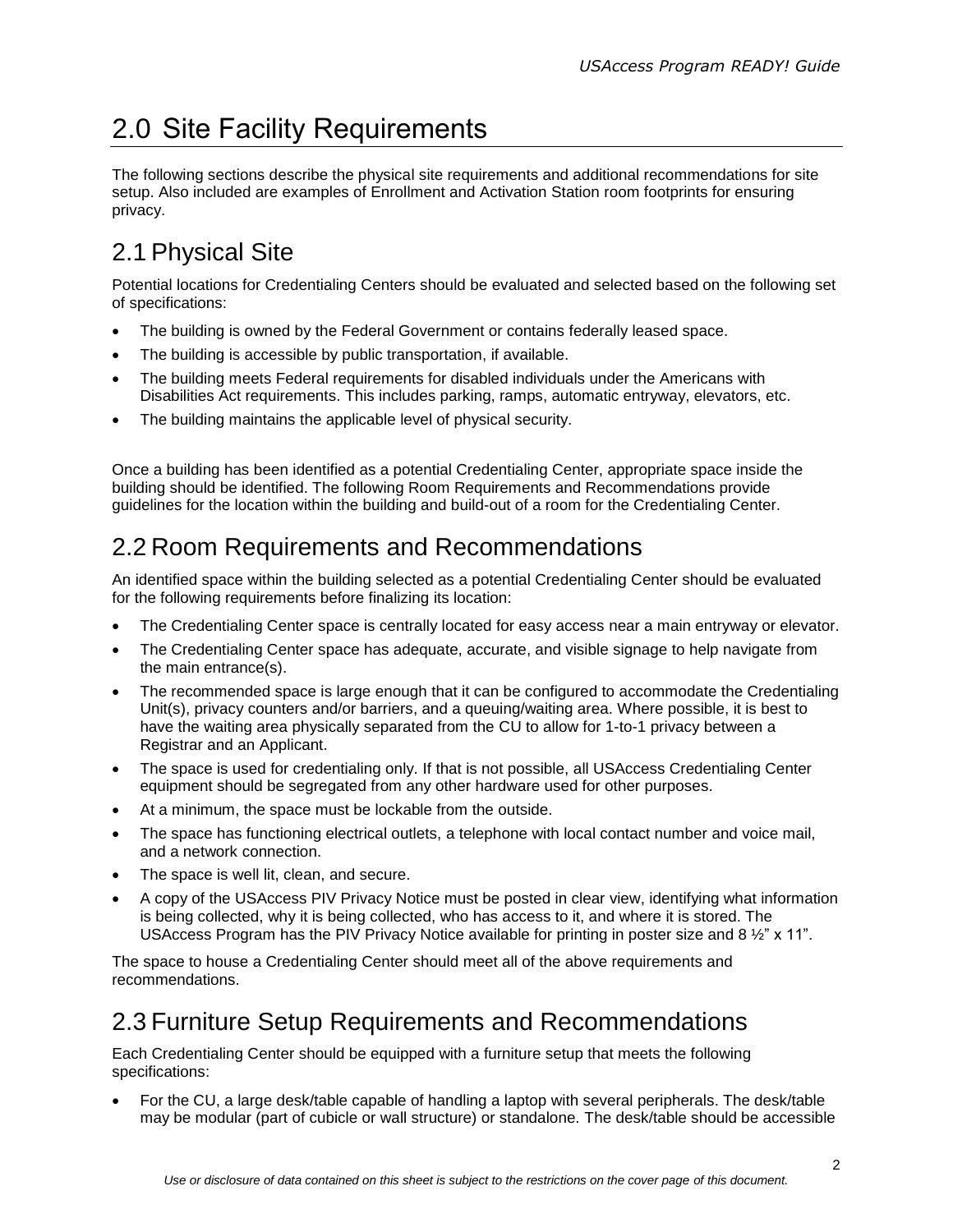# 2.0 Site Facility Requirements

The following sections describe the physical site requirements and additional recommendations for site setup. Also included are examples of Enrollment and Activation Station room footprints for ensuring privacy.

## 2.1 Physical Site

Potential locations for Credentialing Centers should be evaluated and selected based on the following set of specifications:

- The building is owned by the Federal Government or contains federally leased space.
- The building is accessible by public transportation, if available.
- The building meets Federal requirements for disabled individuals under the Americans with Disabilities Act requirements. This includes parking, ramps, automatic entryway, elevators, etc.
- The building maintains the applicable level of physical security.

Once a building has been identified as a potential Credentialing Center, appropriate space inside the building should be identified. The following Room Requirements and Recommendations provide guidelines for the location within the building and build-out of a room for the Credentialing Center.

## 2.2 Room Requirements and Recommendations

An identified space within the building selected as a potential Credentialing Center should be evaluated for the following requirements before finalizing its location:

- The Credentialing Center space is centrally located for easy access near a main entryway or elevator.
- The Credentialing Center space has adequate, accurate, and visible signage to help navigate from the main entrance(s).
- The recommended space is large enough that it can be configured to accommodate the Credentialing Unit(s), privacy counters and/or barriers, and a queuing/waiting area. Where possible, it is best to have the waiting area physically separated from the CU to allow for 1-to-1 privacy between a Registrar and an Applicant.
- The space is used for credentialing only. If that is not possible, all USAccess Credentialing Center equipment should be segregated from any other hardware used for other purposes.
- At a minimum, the space must be lockable from the outside.
- The space has functioning electrical outlets, a telephone with local contact number and voice mail, and a network connection.
- The space is well lit, clean, and secure.
- A copy of the USAccess PIV Privacy Notice must be posted in clear view, identifying what information is being collected, why it is being collected, who has access to it, and where it is stored. The USAccess Program has the PIV Privacy Notice available for printing in poster size and 8 ½” x 11”.

The space to house a Credentialing Center should meet all of the above requirements and recommendations.

## 2.3 Furniture Setup Requirements and Recommendations

Each Credentialing Center should be equipped with a furniture setup that meets the following specifications:

- For the CU, a large desk/table capable of handling a laptop with several peripherals. The desk/table may be modular (part of cubicle or wall structure) or standalone. The desk/table should be accessible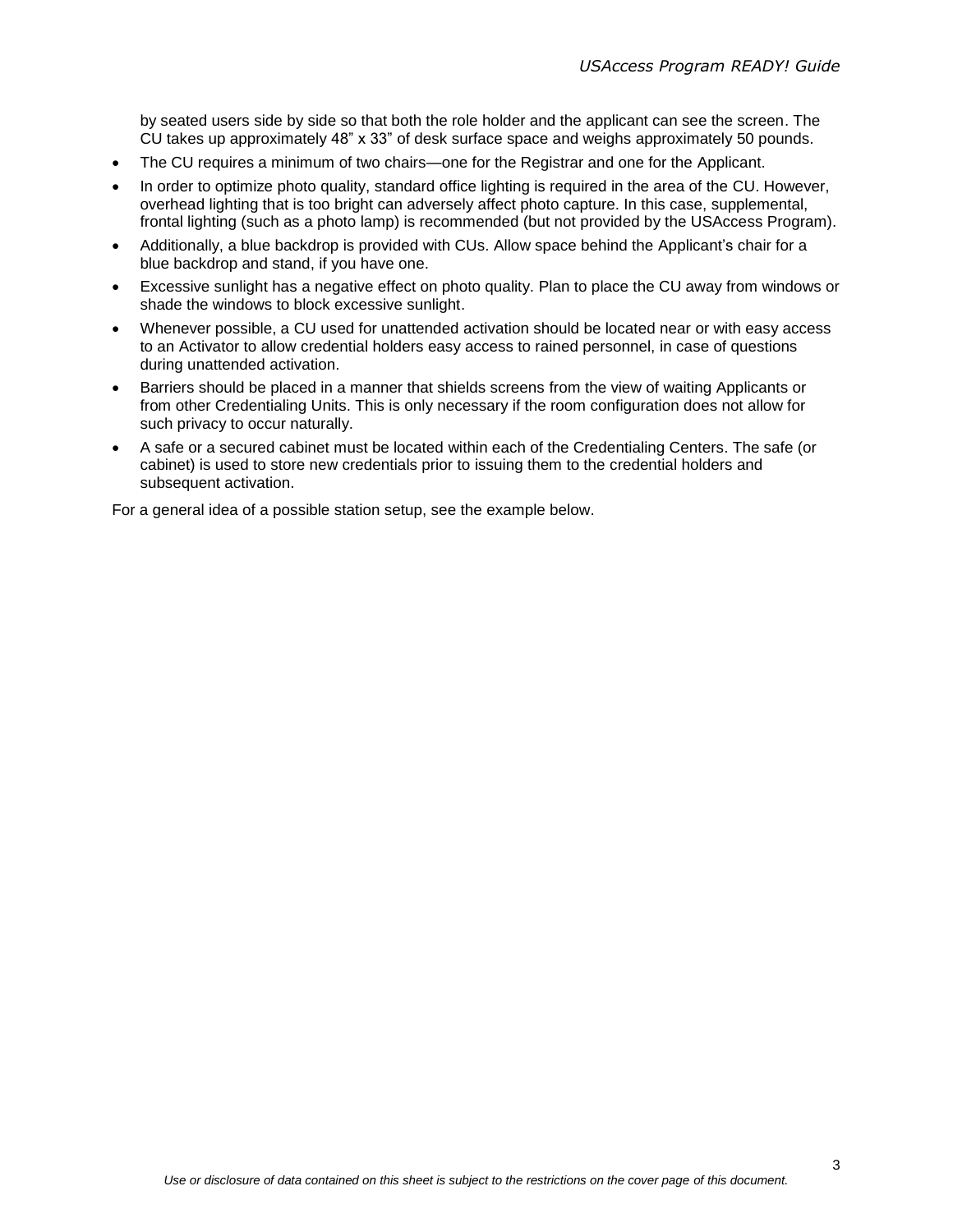by seated users side by side so that both the role holder and the applicant can see the screen. The CU takes up approximately 48” x 33” of desk surface space and weighs approximately 50 pounds.

- The CU requires a minimum of two chairs—one for the Registrar and one for the Applicant.
- In order to optimize photo quality, standard office lighting is required in the area of the CU. However, overhead lighting that is too bright can adversely affect photo capture. In this case, supplemental, frontal lighting (such as a photo lamp) is recommended (but not provided by the USAccess Program).
- Additionally, a blue backdrop is provided with CUs. Allow space behind the Applicant’s chair for a blue backdrop and stand, if you have one.
- Excessive sunlight has a negative effect on photo quality. Plan to place the CU away from windows or shade the windows to block excessive sunlight.
- Whenever possible, a CU used for unattended activation should be located near or with easy access to an Activator to allow credential holders easy access to rained personnel, in case of questions during unattended activation.
- Barriers should be placed in a manner that shields screens from the view of waiting Applicants or from other Credentialing Units. This is only necessary if the room configuration does not allow for such privacy to occur naturally.
- A safe or a secured cabinet must be located within each of the Credentialing Centers. The safe (or cabinet) is used to store new credentials prior to issuing them to the credential holders and subsequent activation.

For a general idea of a possible station setup, see the example below.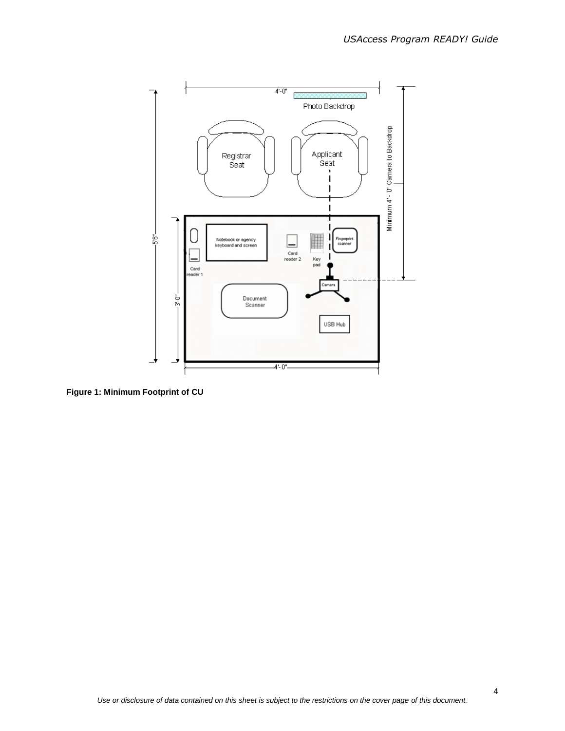**Figure 1: Minimum Footprint of CU**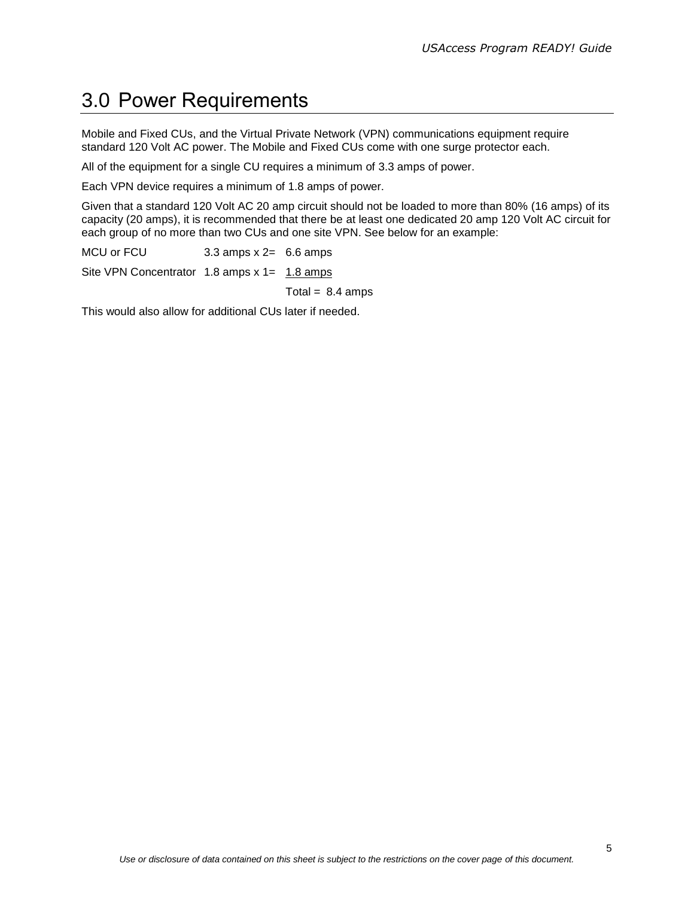# 3.0 Power Requirements

Mobile and Fixed CUs, and the Virtual Private Network (VPN) communications equipment require standard 120 Volt AC power. The Mobile and Fixed CUs come with one surge protector each.

All of the equipment for a single CU requires a minimum of 3.3 amps of power.

Each VPN device requires a minimum of 1.8 amps of power.

Given that a standard 120 Volt AC 20 amp circuit should not be loaded to more than 80% (16 amps) of its capacity (20 amps), it is recommended that there be at least one dedicated 20 amp 120 Volt AC circuit for each group of no more than two CUs and one site VPN. See below for an example:

| | | |
|---|---|---|
| MCU or FCU | 3.3 amps x 2= | 6.6 amps |
| Site VPN Concentrator | 1.8 amps x 1= | 1.8 amps |
| | | Total = 8.4 amps |

This would also allow for additional CUs later if needed.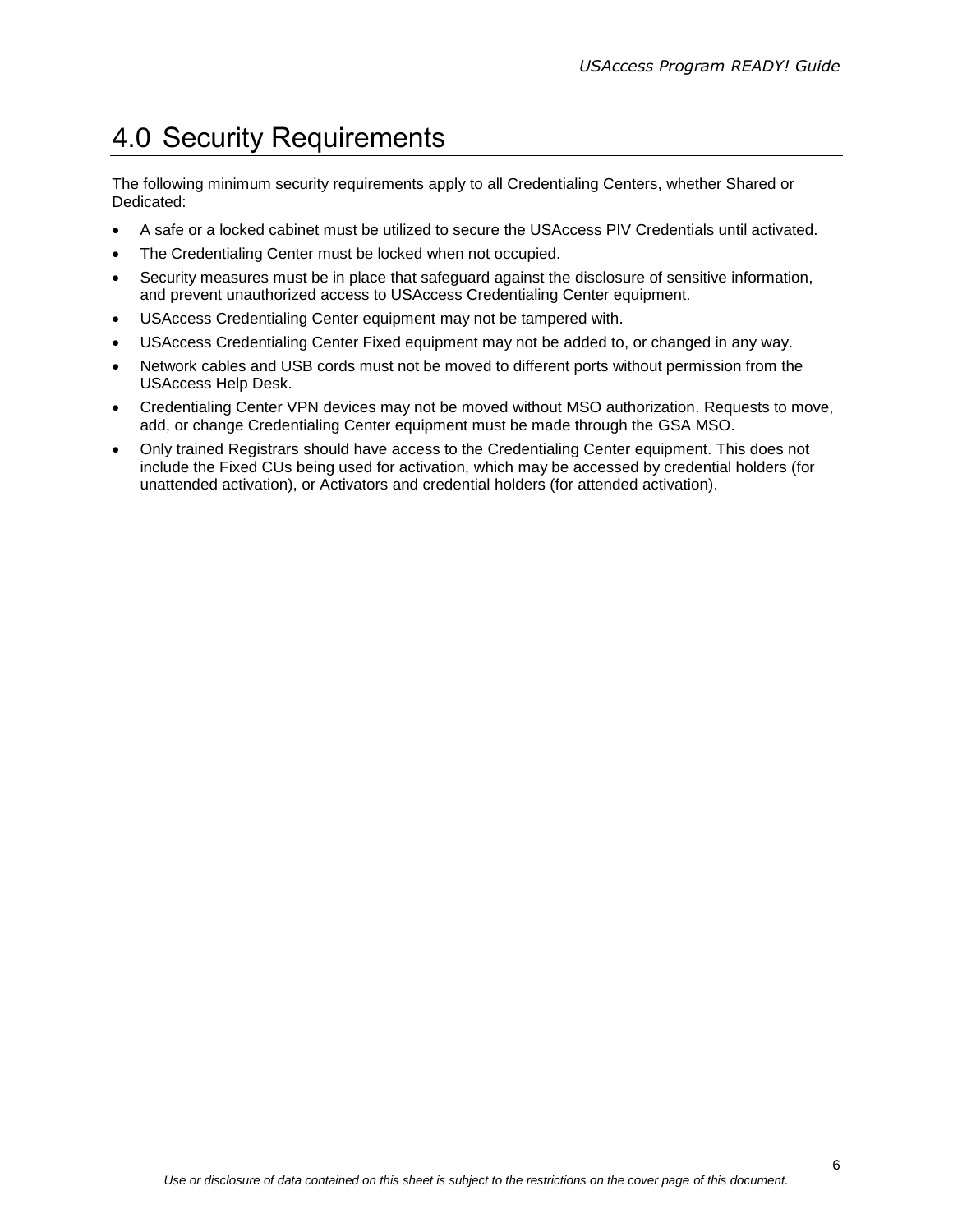# 4.0 Security Requirements

The following minimum security requirements apply to all Credentialing Centers, whether Shared or Dedicated:

- A safe or a locked cabinet must be utilized to secure the USAccess PIV Credentials until activated.
- The Credentialing Center must be locked when not occupied.
- Security measures must be in place that safeguard against the disclosure of sensitive information, and prevent unauthorized access to USAccess Credentialing Center equipment.
- USAccess Credentialing Center equipment may not be tampered with.
- USAccess Credentialing Center Fixed equipment may not be added to, or changed in any way.
- Network cables and USB cords must not be moved to different ports without permission from the USAccess Help Desk.
- Credentialing Center VPN devices may not be moved without MSO authorization. Requests to move, add, or change Credentialing Center equipment must be made through the GSA MSO.
- Only trained Registrars should have access to the Credentialing Center equipment. This does not include the Fixed CUs being used for activation, which may be accessed by credential holders (for unattended activation), or Activators and credential holders (for attended activation).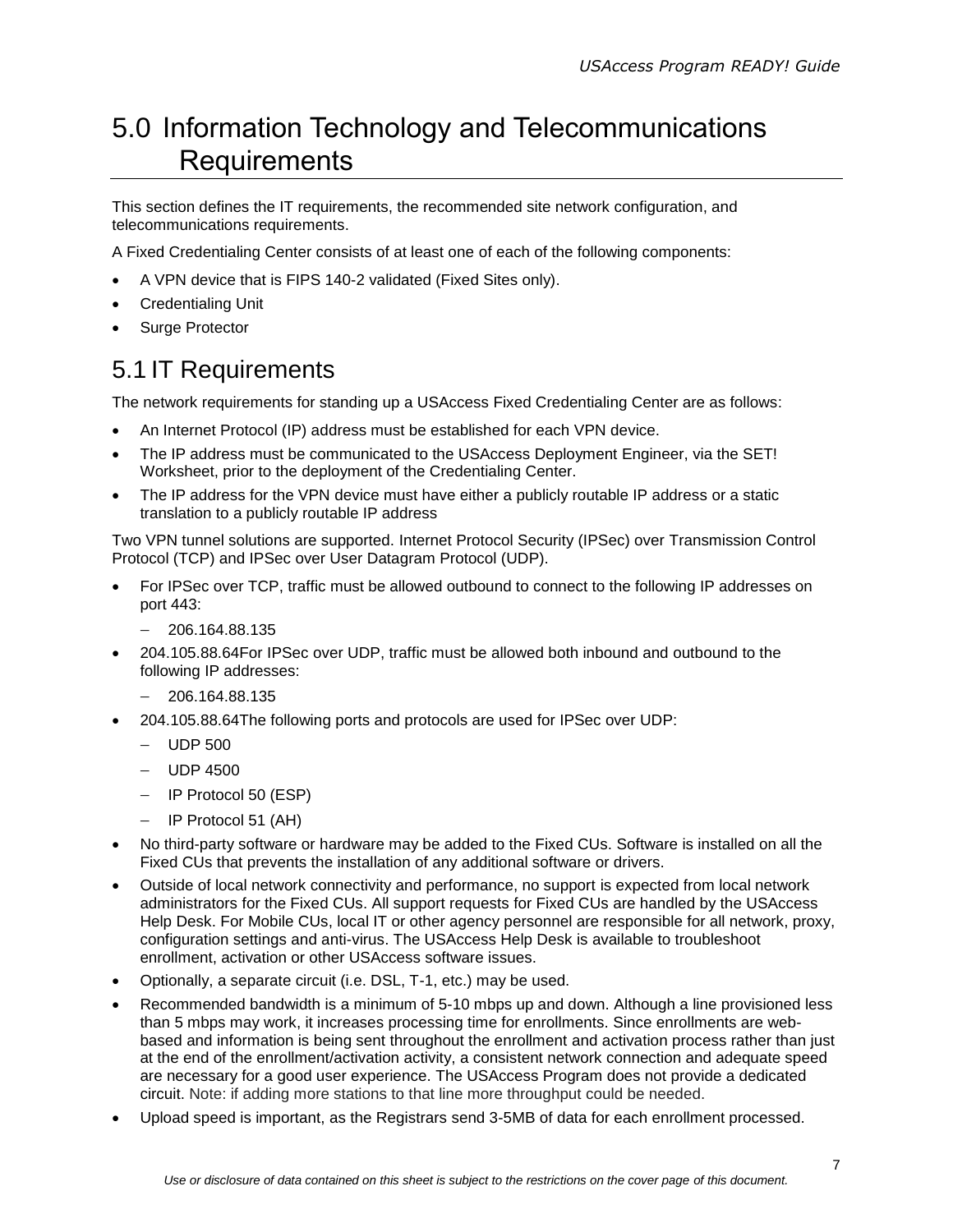# 5.0 Information Technology and Telecommunications Requirements

This section defines the IT requirements, the recommended site network configuration, and telecommunications requirements.

A Fixed Credentialing Center consists of at least one of each of the following components:

- A VPN device that is FIPS 140-2 validated (Fixed Sites only).
- Credentialing Unit
- Surge Protector

## 5.1 IT Requirements

The network requirements for standing up a USAccess Fixed Credentialing Center are as follows:

- An Internet Protocol (IP) address must be established for each VPN device.
- The IP address must be communicated to the USAccess Deployment Engineer, via the SET! Worksheet, prior to the deployment of the Credentialing Center.
- The IP address for the VPN device must have either a publicly routable IP address or a static translation to a publicly routable IP address

Two VPN tunnel solutions are supported. Internet Protocol Security (IPSec) over Transmission Control Protocol (TCP) and IPSec over User Datagram Protocol (UDP).

- For IPSec over TCP, traffic must be allowed outbound to connect to the following IP addresses on port 443:
  - 206.164.88.135
- 204.105.88.64For IPSec over UDP, traffic must be allowed both inbound and outbound to the following IP addresses:
  - 206.164.88.135
- 204.105.88.64The following ports and protocols are used for IPSec over UDP:
  - UDP 500
  - UDP 4500
  - IP Protocol 50 (ESP)
  - IP Protocol 51 (AH)
- No third-party software or hardware may be added to the Fixed CUs. Software is installed on all the Fixed CUs that prevents the installation of any additional software or drivers.
- Outside of local network connectivity and performance, no support is expected from local network administrators for the Fixed CUs. All support requests for Fixed CUs are handled by the USAccess Help Desk. For Mobile CUs, local IT or other agency personnel are responsible for all network, proxy, configuration settings and anti-virus. The USAccess Help Desk is available to troubleshoot enrollment, activation or other USAccess software issues.
- Optionally, a separate circuit (i.e. DSL, T-1, etc.) may be used.
- Recommended bandwidth is a minimum of 5-10 mbps up and down. Although a line provisioned less than 5 mbps may work, it increases processing time for enrollments. Since enrollments are web-based and information is being sent throughout the enrollment and activation process rather than just at the end of the enrollment/activation activity, a consistent network connection and adequate speed are necessary for a good user experience. The USAccess Program does not provide a dedicated circuit. Note: if adding more stations to that line more throughput could be needed.
- Upload speed is important, as the Registrars send 3-5MB of data for each enrollment processed.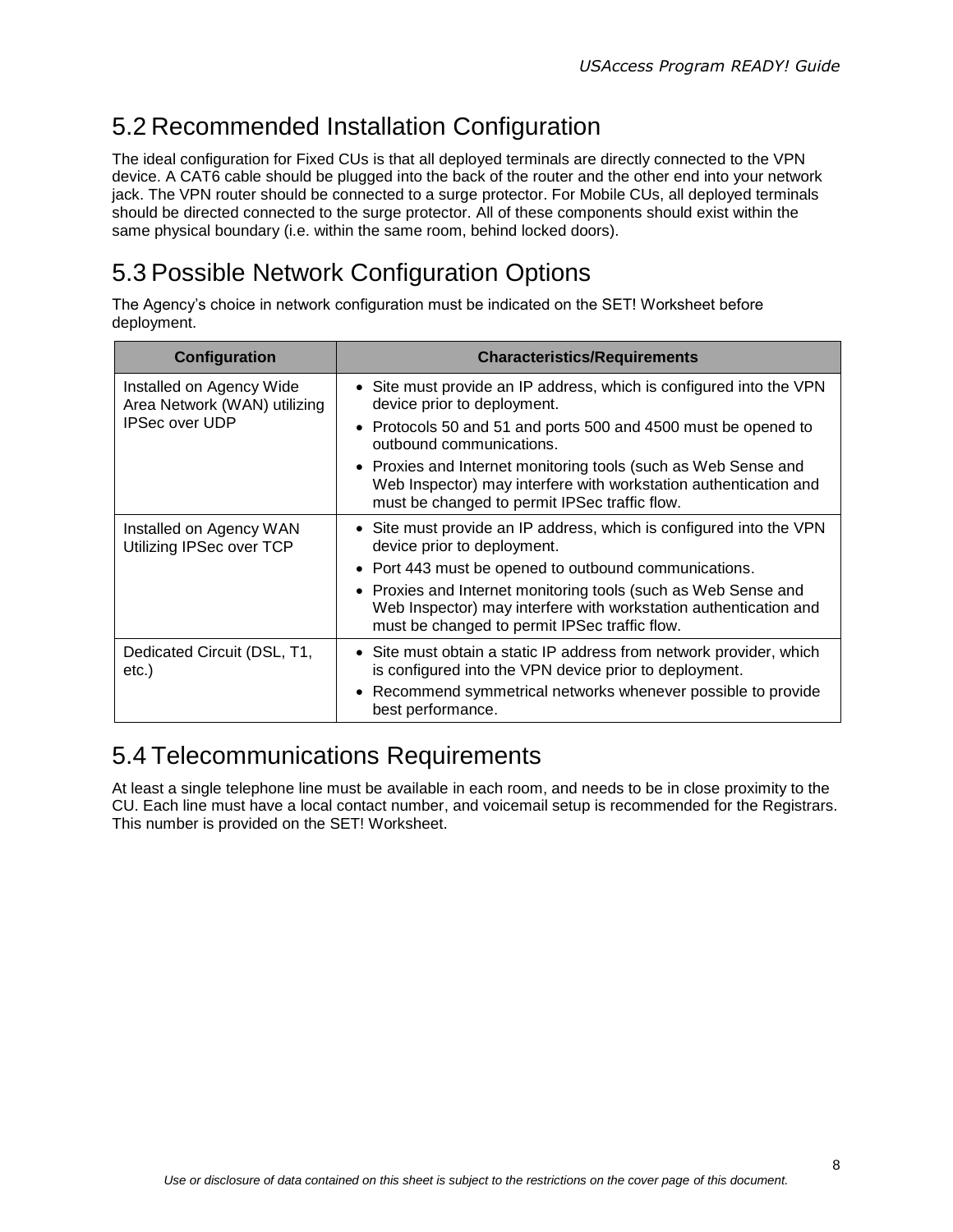## 5.2 Recommended Installation Configuration

The ideal configuration for Fixed CUs is that all deployed terminals are directly connected to the VPN device. A CAT6 cable should be plugged into the back of the router and the other end into your network jack. The VPN router should be connected to a surge protector. For Mobile CUs, all deployed terminals should be directed connected to the surge protector. All of these components should exist within the same physical boundary (i.e. within the same room, behind locked doors).

## 5.3 Possible Network Configuration Options

The Agency's choice in network configuration must be indicated on the SET! Worksheet before deployment.

| Configuration | Characteristics/Requirements |
| --- | --- |
| Installed on Agency Wide Area Network (WAN) utilizing IPSec over UDP | • Site must provide an IP address, which is configured into the VPN device prior to deployment.<br>• Protocols 50 and 51 and ports 500 and 4500 must be opened to outbound communications.<br>• Proxies and Internet monitoring tools (such as Web Sense and Web Inspector) may interfere with workstation authentication and must be changed to permit IPSec traffic flow. |
| Installed on Agency WAN Utilizing IPSec over TCP | • Site must provide an IP address, which is configured into the VPN device prior to deployment.<br>• Port 443 must be opened to outbound communications.<br>• Proxies and Internet monitoring tools (such as Web Sense and Web Inspector) may interfere with workstation authentication and must be changed to permit IPSec traffic flow. |
| Dedicated Circuit (DSL, T1, etc.) | • Site must obtain a static IP address from network provider, which is configured into the VPN device prior to deployment.<br>• Recommend symmetrical networks whenever possible to provide best performance. |

## 5.4 Telecommunications Requirements

At least a single telephone line must be available in each room, and needs to be in close proximity to the CU. Each line must have a local contact number, and voicemail setup is recommended for the Registrars. This number is provided on the SET! Worksheet.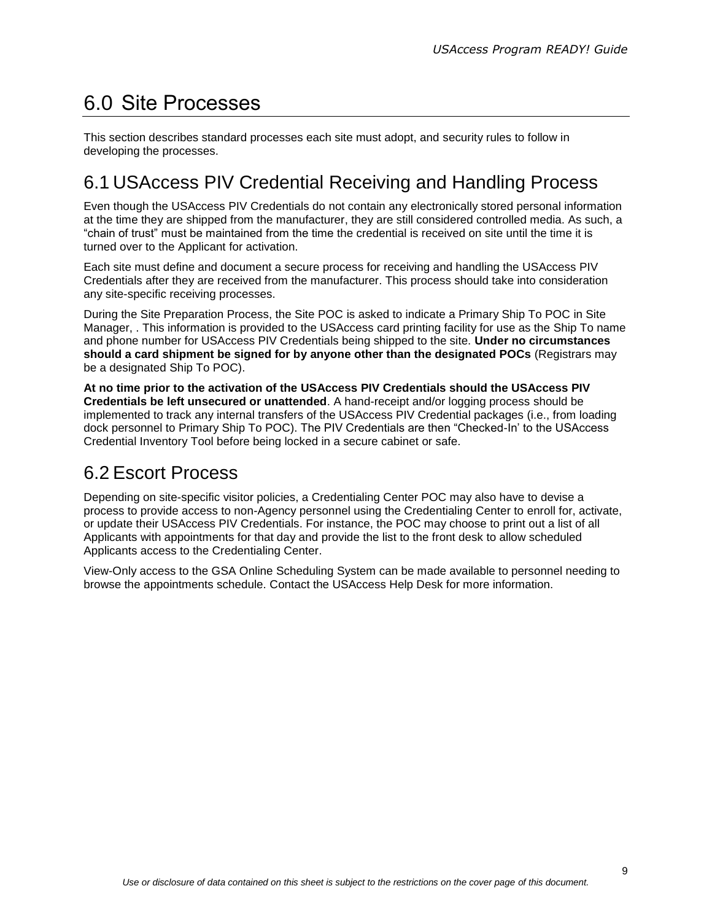# 6.0 Site Processes

This section describes standard processes each site must adopt, and security rules to follow in developing the processes.

## 6.1 USAccess PIV Credential Receiving and Handling Process

Even though the USAccess PIV Credentials do not contain any electronically stored personal information at the time they are shipped from the manufacturer, they are still considered controlled media. As such, a "chain of trust" must be maintained from the time the credential is received on site until the time it is turned over to the Applicant for activation.

Each site must define and document a secure process for receiving and handling the USAccess PIV Credentials after they are received from the manufacturer. This process should take into consideration any site-specific receiving processes.

During the Site Preparation Process, the Site POC is asked to indicate a Primary Ship To POC in Site Manager, . This information is provided to the USAccess card printing facility for use as the Ship To name and phone number for USAccess PIV Credentials being shipped to the site. **Under no circumstances should a card shipment be signed for by anyone other than the designated POCs** (Registrars may be a designated Ship To POC).

**At no time prior to the activation of the USAccess PIV Credentials should the USAccess PIV Credentials be left unsecured or unattended**. A hand-receipt and/or logging process should be implemented to track any internal transfers of the USAccess PIV Credential packages (i.e., from loading dock personnel to Primary Ship To POC). The PIV Credentials are then "Checked-In' to the USAccess Credential Inventory Tool before being locked in a secure cabinet or safe.

## 6.2 Escort Process

Depending on site-specific visitor policies, a Credentialing Center POC may also have to devise a process to provide access to non-Agency personnel using the Credentialing Center to enroll for, activate, or update their USAccess PIV Credentials. For instance, the POC may choose to print out a list of all Applicants with appointments for that day and provide the list to the front desk to allow scheduled Applicants access to the Credentialing Center.

View-Only access to the GSA Online Scheduling System can be made available to personnel needing to browse the appointments schedule. Contact the USAccess Help Desk for more information.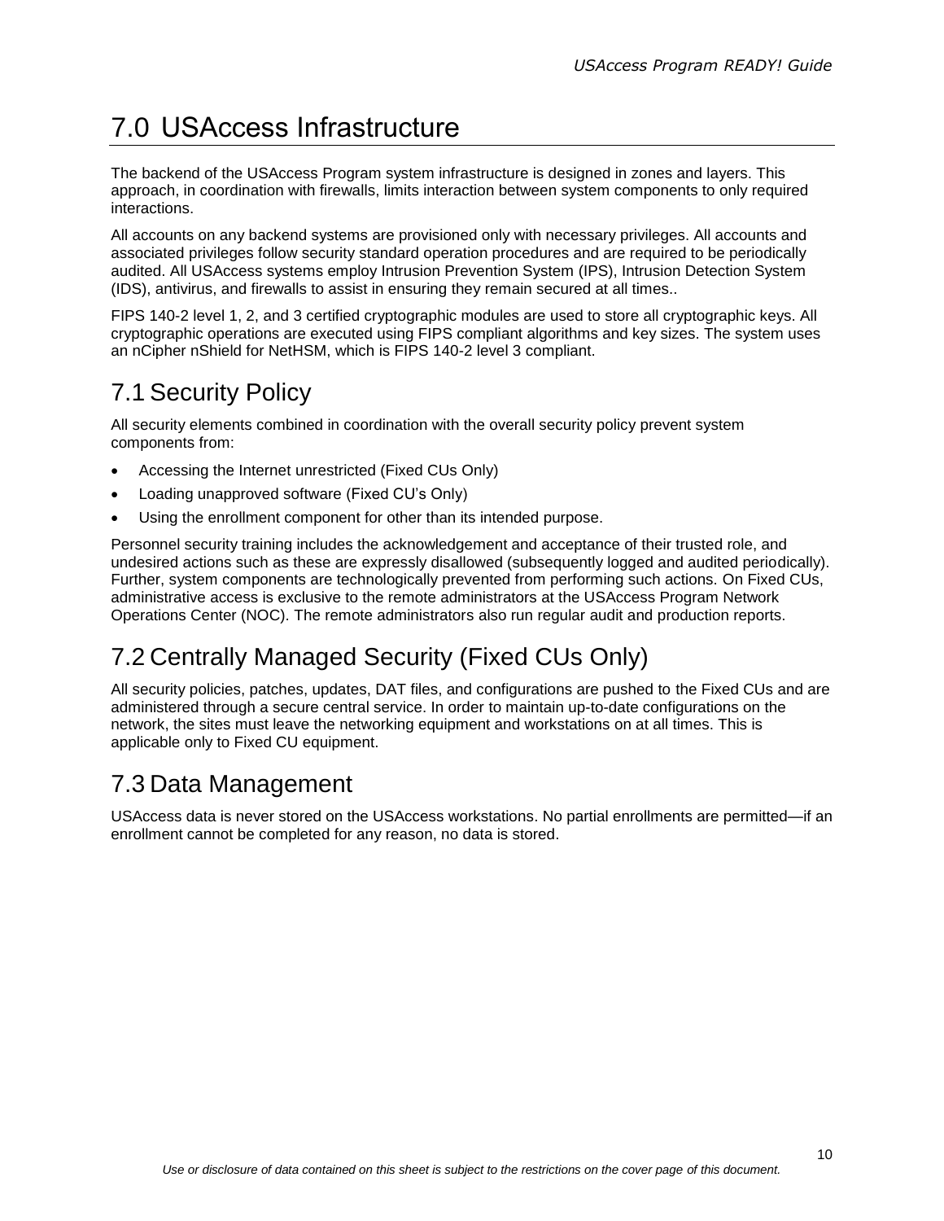# 7.0 USAccess Infrastructure

The backend of the USAccess Program system infrastructure is designed in zones and layers. This approach, in coordination with firewalls, limits interaction between system components to only required interactions.

All accounts on any backend systems are provisioned only with necessary privileges. All accounts and associated privileges follow security standard operation procedures and are required to be periodically audited. All USAccess systems employ Intrusion Prevention System (IPS), Intrusion Detection System (IDS), antivirus, and firewalls to assist in ensuring they remain secured at all times..

FIPS 140-2 level 1, 2, and 3 certified cryptographic modules are used to store all cryptographic keys. All cryptographic operations are executed using FIPS compliant algorithms and key sizes. The system uses an nCipher nShield for NetHSM, which is FIPS 140-2 level 3 compliant.

## 7.1 Security Policy

All security elements combined in coordination with the overall security policy prevent system components from:

- Accessing the Internet unrestricted (Fixed CUs Only)
- Loading unapproved software (Fixed CU's Only)
- Using the enrollment component for other than its intended purpose.

Personnel security training includes the acknowledgement and acceptance of their trusted role, and undesired actions such as these are expressly disallowed (subsequently logged and audited periodically). Further, system components are technologically prevented from performing such actions. On Fixed CUs, administrative access is exclusive to the remote administrators at the USAccess Program Network Operations Center (NOC). The remote administrators also run regular audit and production reports.

## 7.2 Centrally Managed Security (Fixed CUs Only)

All security policies, patches, updates, DAT files, and configurations are pushed to the Fixed CUs and are administered through a secure central service. In order to maintain up-to-date configurations on the network, the sites must leave the networking equipment and workstations on at all times. This is applicable only to Fixed CU equipment.

## 7.3 Data Management

USAccess data is never stored on the USAccess workstations. No partial enrollments are permitted—if an enrollment cannot be completed for any reason, no data is stored.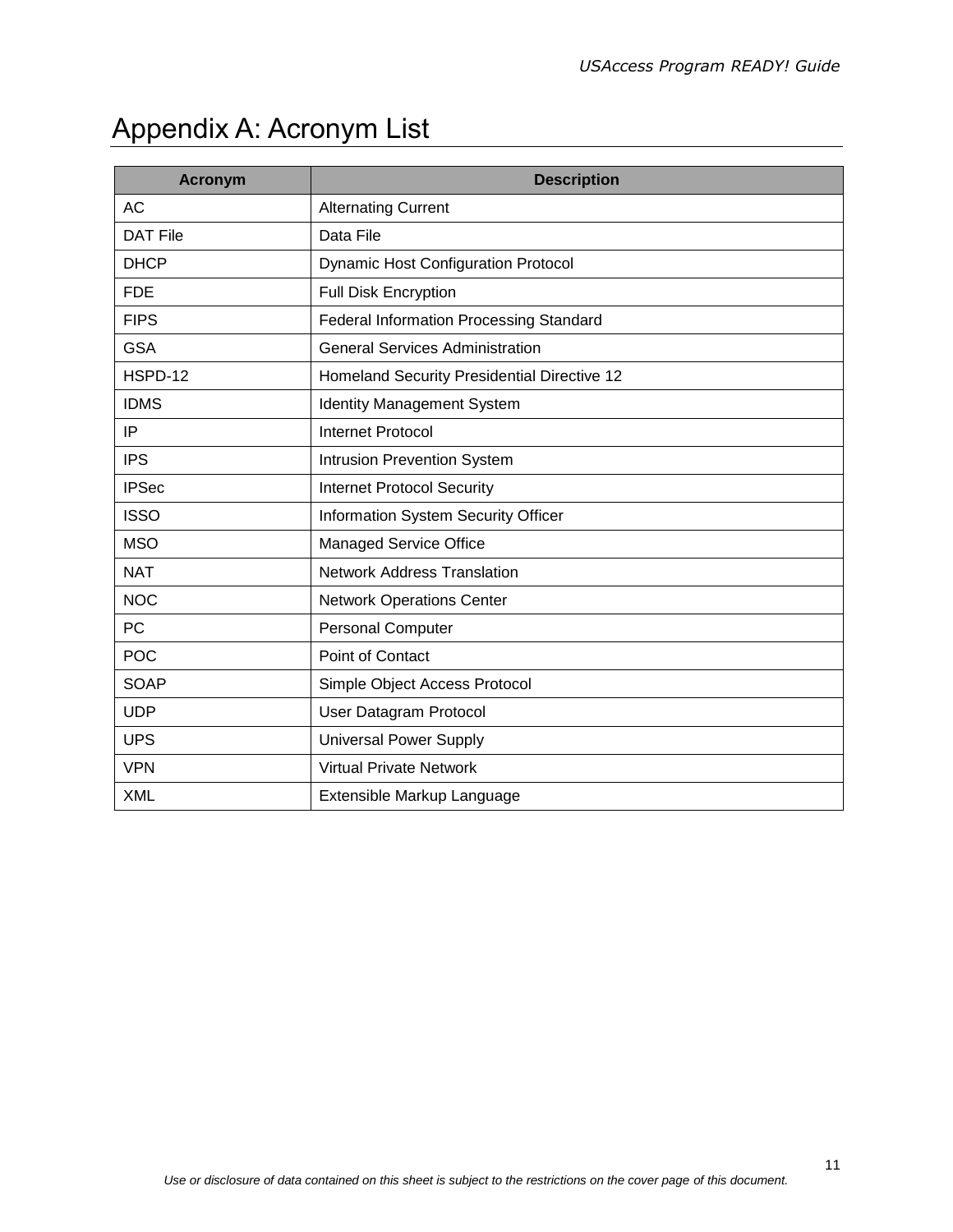# Appendix A: Acronym List

| Acronym | Description |
|---|---|
| AC | Alternating Current |
| DAT File | Data File |
| DHCP | Dynamic Host Configuration Protocol |
| FDE | Full Disk Encryption |
| FIPS | Federal Information Processing Standard |
| GSA | General Services Administration |
| HSPD-12 | Homeland Security Presidential Directive 12 |
| IDMS | Identity Management System |
| IP | Internet Protocol |
| IPS | Intrusion Prevention System |
| IPSec | Internet Protocol Security |
| ISSO | Information System Security Officer |
| MSO | Managed Service Office |
| NAT | Network Address Translation |
| NOC | Network Operations Center |
| PC | Personal Computer |
| POC | Point of Contact |
| SOAP | Simple Object Access Protocol |
| UDP | User Datagram Protocol |
| UPS | Universal Power Supply |
| VPN | Virtual Private Network |
| XML | Extensible Markup Language |